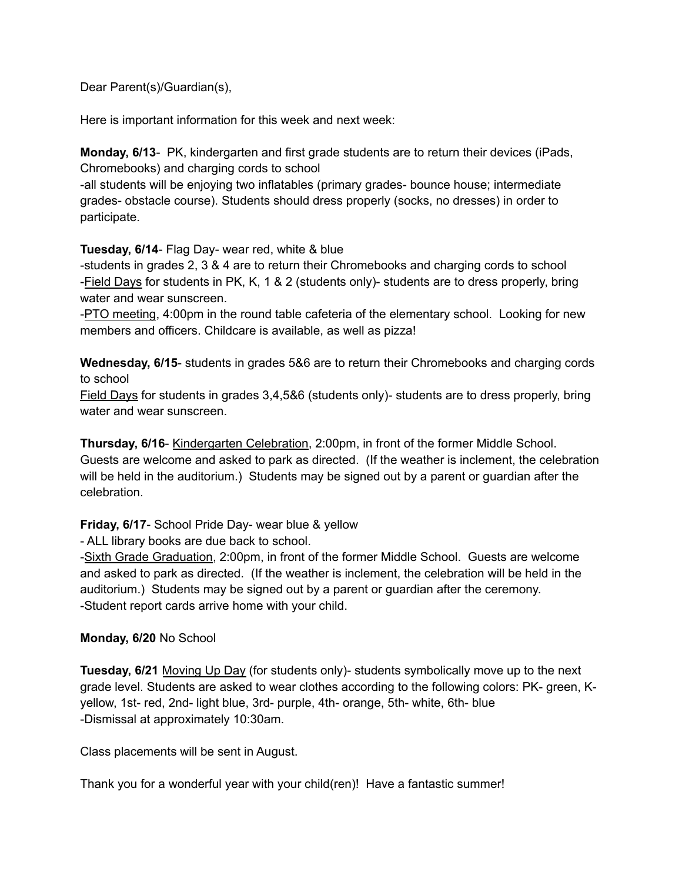Dear Parent(s)/Guardian(s),

Here is important information for this week and next week:

**Monday, 6/13**- PK, kindergarten and first grade students are to return their devices (iPads, Chromebooks) and charging cords to school
-all students will be enjoying two inflatables (primary grades- bounce house; intermediate grades- obstacle course). Students should dress properly (socks, no dresses) in order to participate.

**Tuesday, 6/14**- Flag Day- wear red, white & blue
-students in grades 2, 3 & 4 are to return their Chromebooks and charging cords to school
-<u>Field Days</u> for students in PK, K, 1 & 2 (students only)- students are to dress properly, bring water and wear sunscreen.
-<u>PTO meeting</u>, 4:00pm in the round table cafeteria of the elementary school. Looking for new members and officers. Childcare is available, as well as pizza!

**Wednesday, 6/15**- students in grades 5&6 are to return their Chromebooks and charging cords to school
<u>Field Days</u> for students in grades 3,4,5&6 (students only)- students are to dress properly, bring water and wear sunscreen.

**Thursday, 6/16**- <u>Kindergarten Celebration</u>, 2:00pm, in front of the former Middle School. Guests are welcome and asked to park as directed. (If the weather is inclement, the celebration will be held in the auditorium.) Students may be signed out by a parent or guardian after the celebration.

**Friday, 6/17**- School Pride Day- wear blue & yellow
- ALL library books are due back to school.
-<u>Sixth Grade Graduation</u>, 2:00pm, in front of the former Middle School. Guests are welcome and asked to park as directed. (If the weather is inclement, the celebration will be held in the auditorium.) Students may be signed out by a parent or guardian after the ceremony.
-Student report cards arrive home with your child.

**Monday, 6/20** No School

**Tuesday, 6/21** <u>Moving Up Day</u> (for students only)- students symbolically move up to the next grade level. Students are asked to wear clothes according to the following colors: PK- green, K- yellow, 1st- red, 2nd- light blue, 3rd- purple, 4th- orange, 5th- white, 6th- blue
-Dismissal at approximately 10:30am.

Class placements will be sent in August.

Thank you for a wonderful year with your child(ren)! Have a fantastic summer!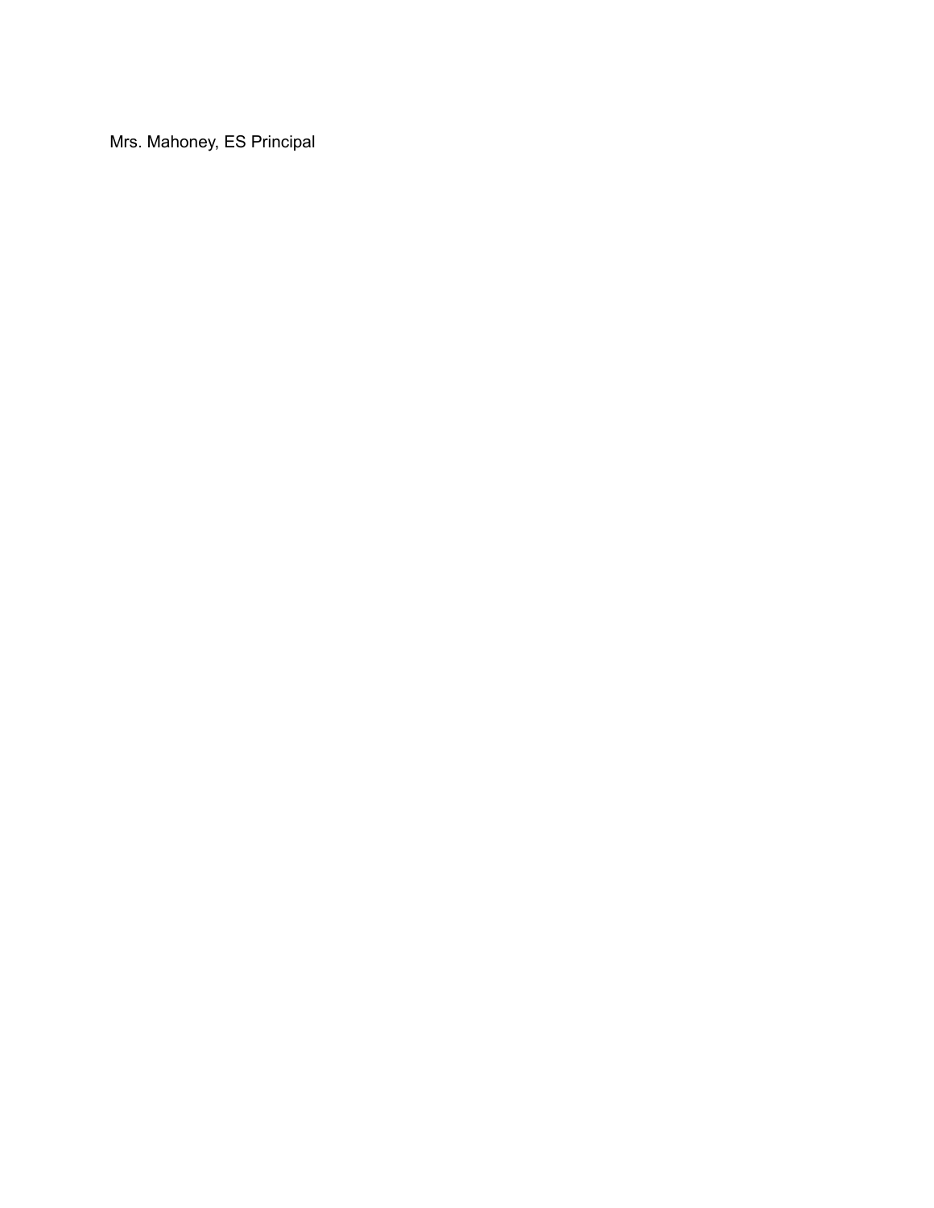Mrs. Mahoney, ES Principal